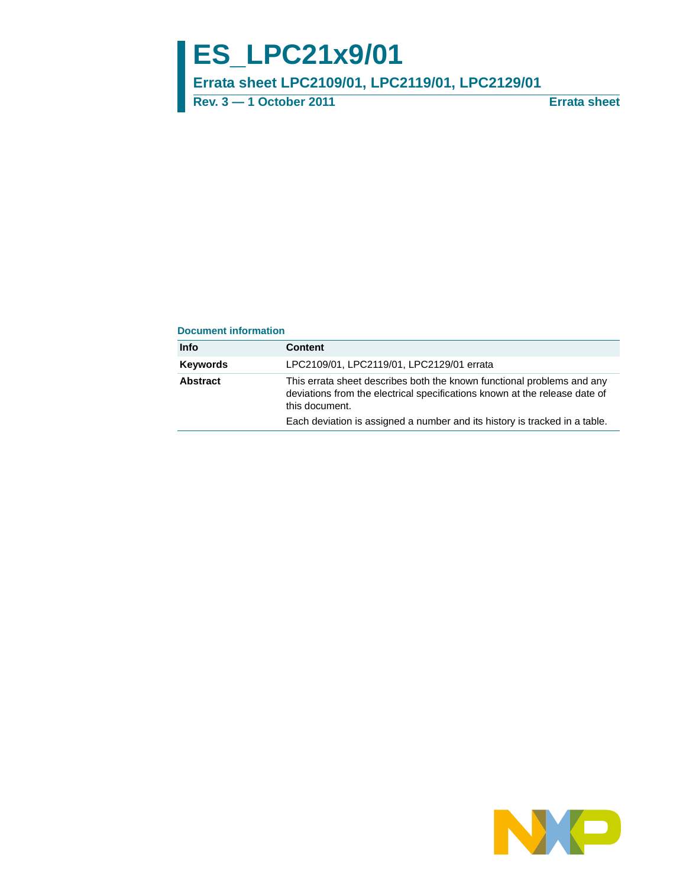# ES_LPC21x9/01

## Errata sheet LPC2109/01, LPC2119/01, LPC2129/01

**Rev. 3 — 1 October 2011** **Errata sheet**

### Document information

| Info | Content |
|---|---|
| **Keywords** | LPC2109/01, LPC2119/01, LPC2129/01 errata |
| **Abstract** | This errata sheet describes both the known functional problems and any deviations from the electrical specifications known at the release date of this document.<br>Each deviation is assigned a number and its history is tracked in a table. |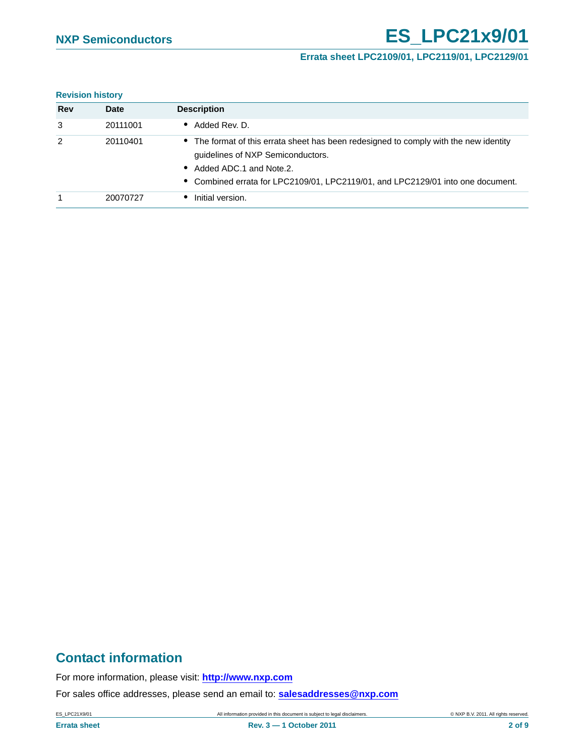**Revision history**

| Rev | Date | Description |
|---|---|---|
| 3 | 20111001 | • Added Rev. D. |
| 2 | 20110401 | • The format of this errata sheet has been redesigned to comply with the new identity guidelines of NXP Semiconductors.<br>• Added ADC.1 and Note.2.<br>• Combined errata for LPC2109/01, LPC2119/01, and LPC2129/01 into one document. |
| 1 | 20070727 | • Initial version. |

## Contact information

For more information, please visit: **http://www.nxp.com**

For sales office addresses, please send an email to: **salesaddresses@nxp.com**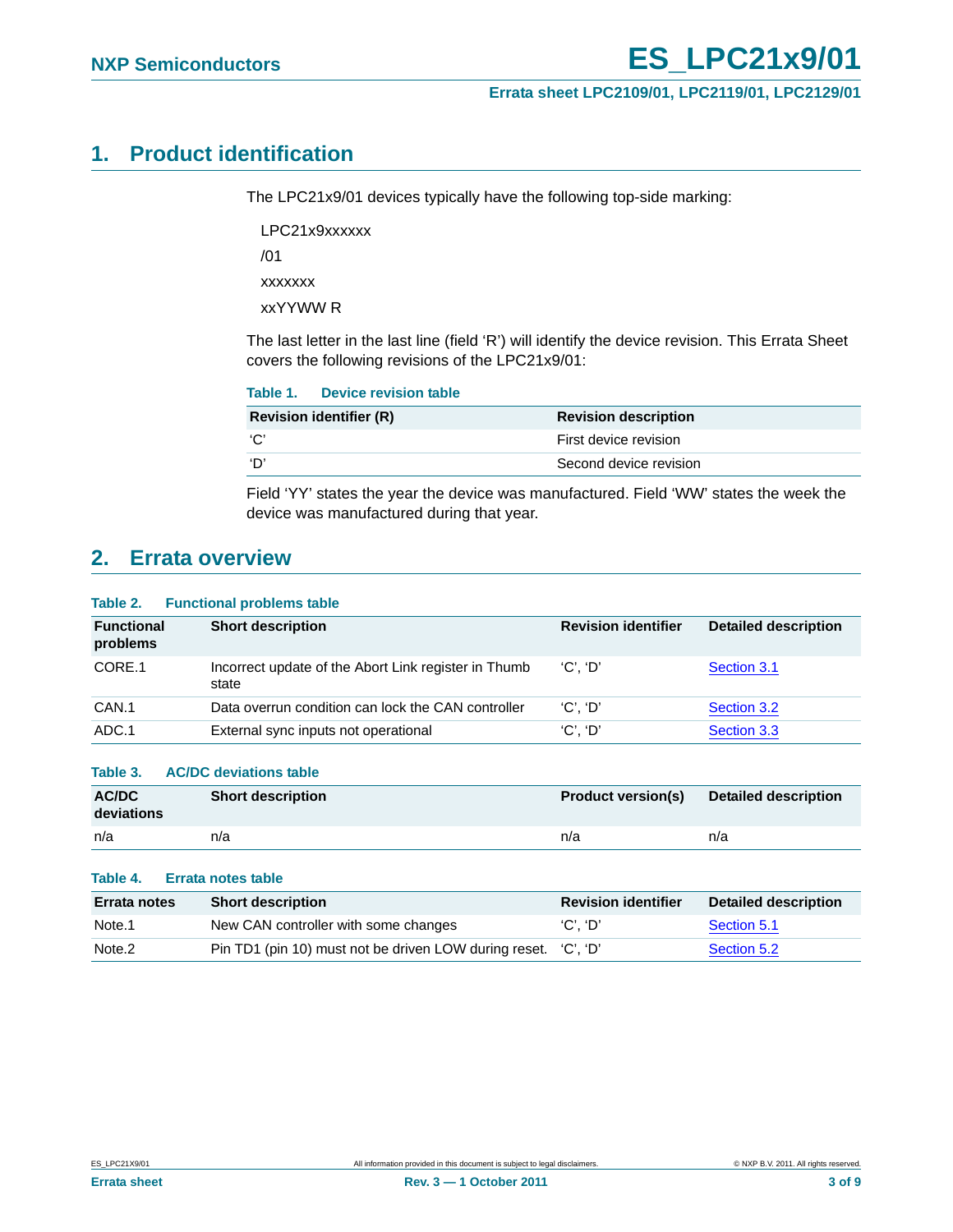## 1. Product identification

The LPC21x9/01 devices typically have the following top-side marking:

LPC21x9xxxxxx

/01

xxxxxxx

xxYYWW R

The last letter in the last line (field 'R') will identify the device revision. This Errata Sheet covers the following revisions of the LPC21x9/01:

**Table 1. Device revision table**

| Revision identifier (R) | Revision description |
|---|---|
| 'C' | First device revision |
| 'D' | Second device revision |

Field 'YY' states the year the device was manufactured. Field 'WW' states the week the device was manufactured during that year.

## 2. Errata overview

**Table 2. Functional problems table**

| Functional problems | Short description | Revision identifier | Detailed description |
|---|---|---|---|
| CORE.1 | Incorrect update of the Abort Link register in Thumb state | 'C', 'D' | Section 3.1 |
| CAN.1 | Data overrun condition can lock the CAN controller | 'C', 'D' | Section 3.2 |
| ADC.1 | External sync inputs not operational | 'C', 'D' | Section 3.3 |

**Table 3. AC/DC deviations table**

| AC/DC deviations | Short description | Product version(s) | Detailed description |
|---|---|---|---|
| n/a | n/a | n/a | n/a |

**Table 4. Errata notes table**

| Errata notes | Short description | Revision identifier | Detailed description |
|---|---|---|---|
| Note.1 | New CAN controller with some changes | 'C', 'D' | Section 5.1 |
| Note.2 | Pin TD1 (pin 10) must not be driven LOW during reset. | 'C', 'D' | Section 5.2 |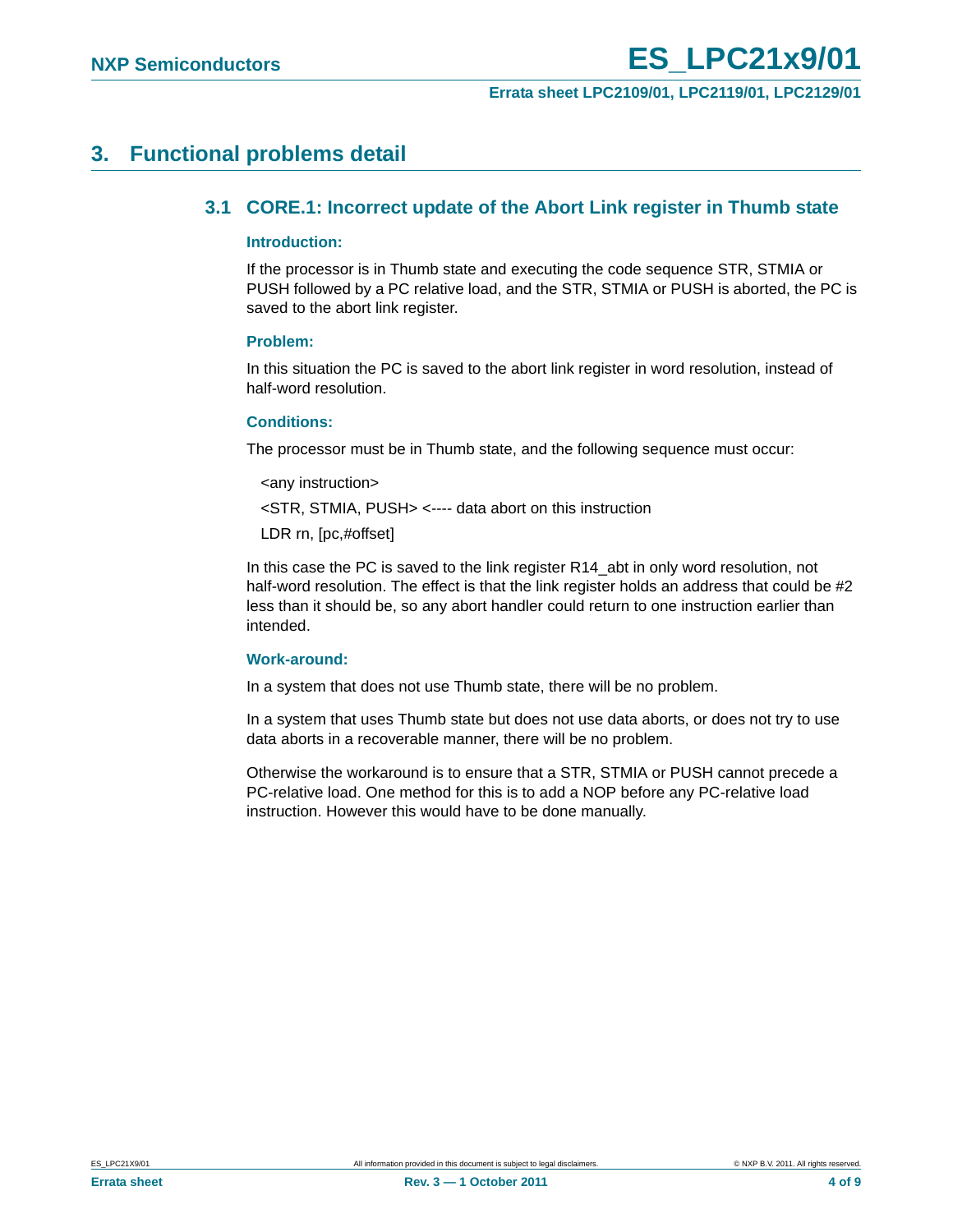# 3. Functional problems detail

## 3.1 CORE.1: Incorrect update of the Abort Link register in Thumb state

### Introduction:

If the processor is in Thumb state and executing the code sequence STR, STMIA or PUSH followed by a PC relative load, and the STR, STMIA or PUSH is aborted, the PC is saved to the abort link register.

### Problem:

In this situation the PC is saved to the abort link register in word resolution, instead of half-word resolution.

### Conditions:

The processor must be in Thumb state, and the following sequence must occur:

```
<any instruction>
<STR, STMIA, PUSH> <---- data abort on this instruction
LDR rn, [pc,#offset]
```

In this case the PC is saved to the link register R14_abt in only word resolution, not half-word resolution. The effect is that the link register holds an address that could be #2 less than it should be, so any abort handler could return to one instruction earlier than intended.

### Work-around:

In a system that does not use Thumb state, there will be no problem.

In a system that uses Thumb state but does not use data aborts, or does not try to use data aborts in a recoverable manner, there will be no problem.

Otherwise the workaround is to ensure that a STR, STMIA or PUSH cannot precede a PC-relative load. One method for this is to add a NOP before any PC-relative load instruction. However this would have to be done manually.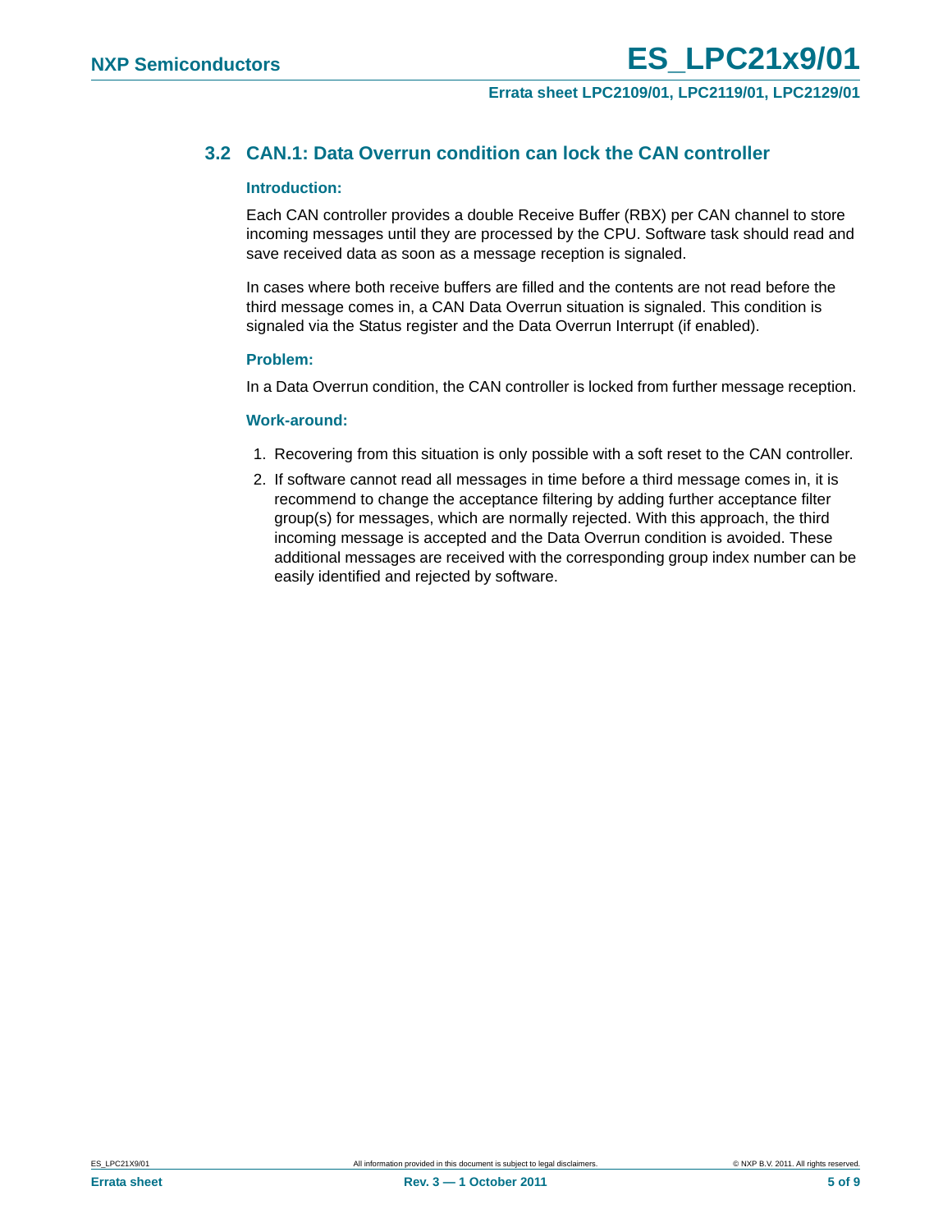## 3.2 CAN.1: Data Overrun condition can lock the CAN controller

**Introduction:**

Each CAN controller provides a double Receive Buffer (RBX) per CAN channel to store incoming messages until they are processed by the CPU. Software task should read and save received data as soon as a message reception is signaled.

In cases where both receive buffers are filled and the contents are not read before the third message comes in, a CAN Data Overrun situation is signaled. This condition is signaled via the Status register and the Data Overrun Interrupt (if enabled).

**Problem:**

In a Data Overrun condition, the CAN controller is locked from further message reception.

**Work-around:**

1. Recovering from this situation is only possible with a soft reset to the CAN controller.
2. If software cannot read all messages in time before a third message comes in, it is recommend to change the acceptance filtering by adding further acceptance filter group(s) for messages, which are normally rejected. With this approach, the third incoming message is accepted and the Data Overrun condition is avoided. These additional messages are received with the corresponding group index number can be easily identified and rejected by software.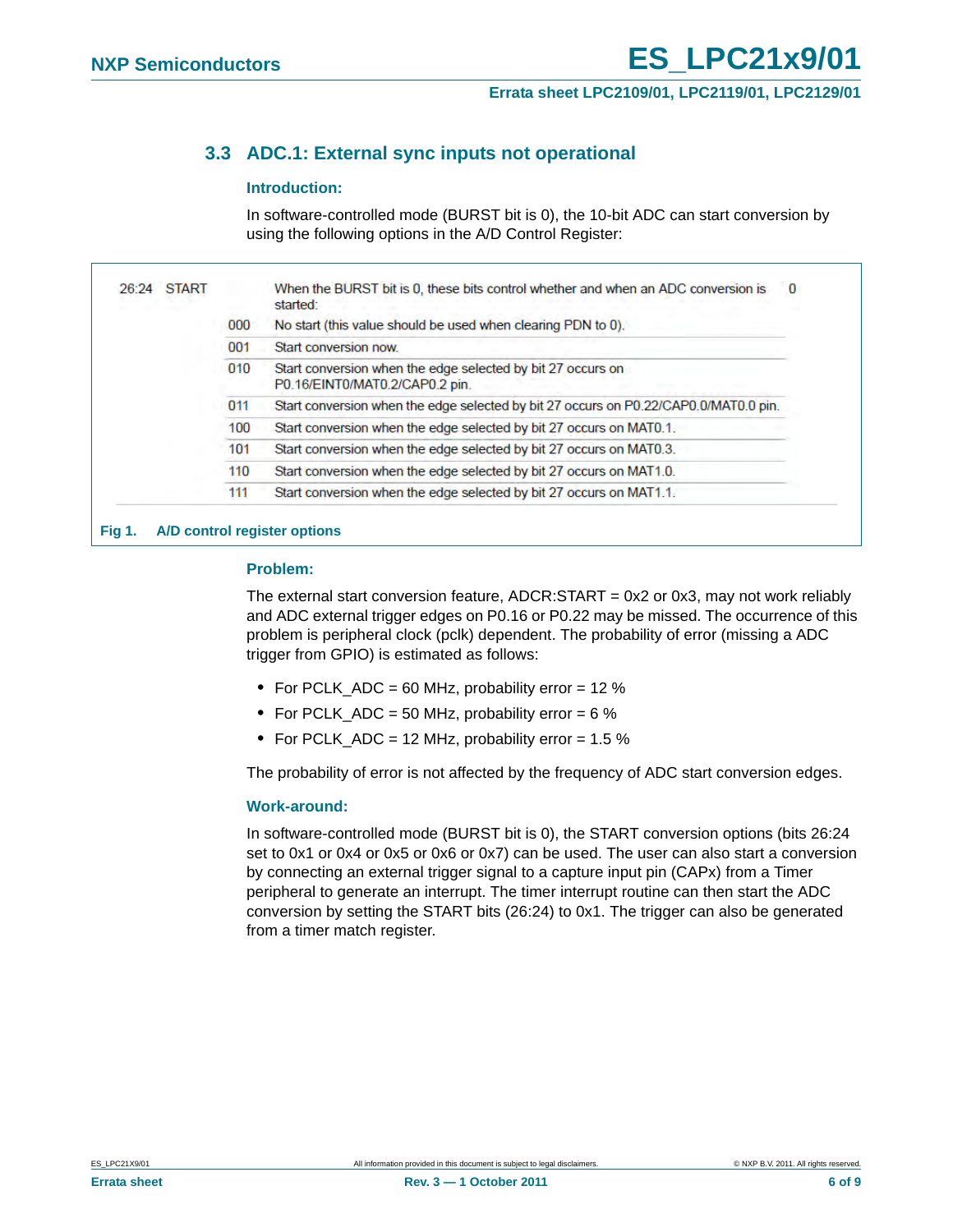### 3.3 ADC.1: External sync inputs not operational

**Introduction:**

In software-controlled mode (BURST bit is 0), the 10-bit ADC can start conversion by using the following options in the A/D Control Register:

| Bit | Symbol | Value | Description | Reset value |
|---|---|---|---|---|
| 26:24 | START | | When the BURST bit is 0, these bits control whether and when an ADC conversion is started: | 0 |
| | | 000 | No start (this value should be used when clearing PDN to 0). | |
| | | 001 | Start conversion now. | |
| | | 010 | Start conversion when the edge selected by bit 27 occurs on P0.16/EINT0/MAT0.2/CAP0.2 pin. | |
| | | 011 | Start conversion when the edge selected by bit 27 occurs on P0.22/CAP0.0/MAT0.0 pin. | |
| | | 100 | Start conversion when the edge selected by bit 27 occurs on MAT0.1. | |
| | | 101 | Start conversion when the edge selected by bit 27 occurs on MAT0.3. | |
| | | 110 | Start conversion when the edge selected by bit 27 occurs on MAT1.0. | |
| | | 111 | Start conversion when the edge selected by bit 27 occurs on MAT1.1. | |

**Fig 1. A/D control register options**

**Problem:**

The external start conversion feature, ADCR:START = 0x2 or 0x3, may not work reliably and ADC external trigger edges on P0.16 or P0.22 may be missed. The occurrence of this problem is peripheral clock (pclk) dependent. The probability of error (missing a ADC trigger from GPIO) is estimated as follows:

- For PCLK_ADC = 60 MHz, probability error = 12 %
- For PCLK_ADC = 50 MHz, probability error = 6 %
- For PCLK_ADC = 12 MHz, probability error = 1.5 %

The probability of error is not affected by the frequency of ADC start conversion edges.

**Work-around:**

In software-controlled mode (BURST bit is 0), the START conversion options (bits 26:24 set to 0x1 or 0x4 or 0x5 or 0x6 or 0x7) can be used. The user can also start a conversion by connecting an external trigger signal to a capture input pin (CAPx) from a Timer peripheral to generate an interrupt. The timer interrupt routine can then start the ADC conversion by setting the START bits (26:24) to 0x1. The trigger can also be generated from a timer match register.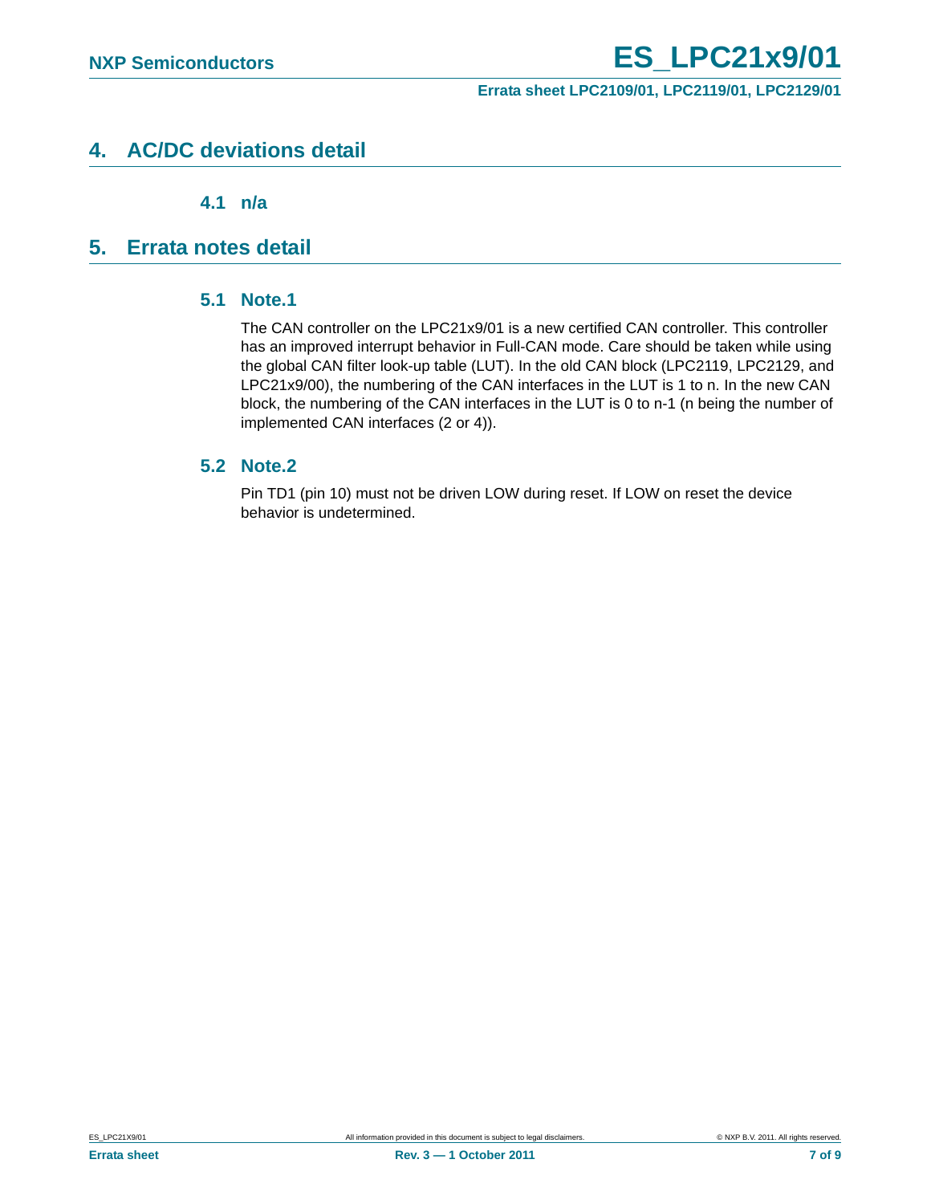## 4. AC/DC deviations detail

### 4.1 n/a

## 5. Errata notes detail

### 5.1 Note.1

The CAN controller on the LPC21x9/01 is a new certified CAN controller. This controller has an improved interrupt behavior in Full-CAN mode. Care should be taken while using the global CAN filter look-up table (LUT). In the old CAN block (LPC2119, LPC2129, and LPC21x9/00), the numbering of the CAN interfaces in the LUT is 1 to n. In the new CAN block, the numbering of the CAN interfaces in the LUT is 0 to n-1 (n being the number of implemented CAN interfaces (2 or 4)).

### 5.2 Note.2

Pin TD1 (pin 10) must not be driven LOW during reset. If LOW on reset the device behavior is undetermined.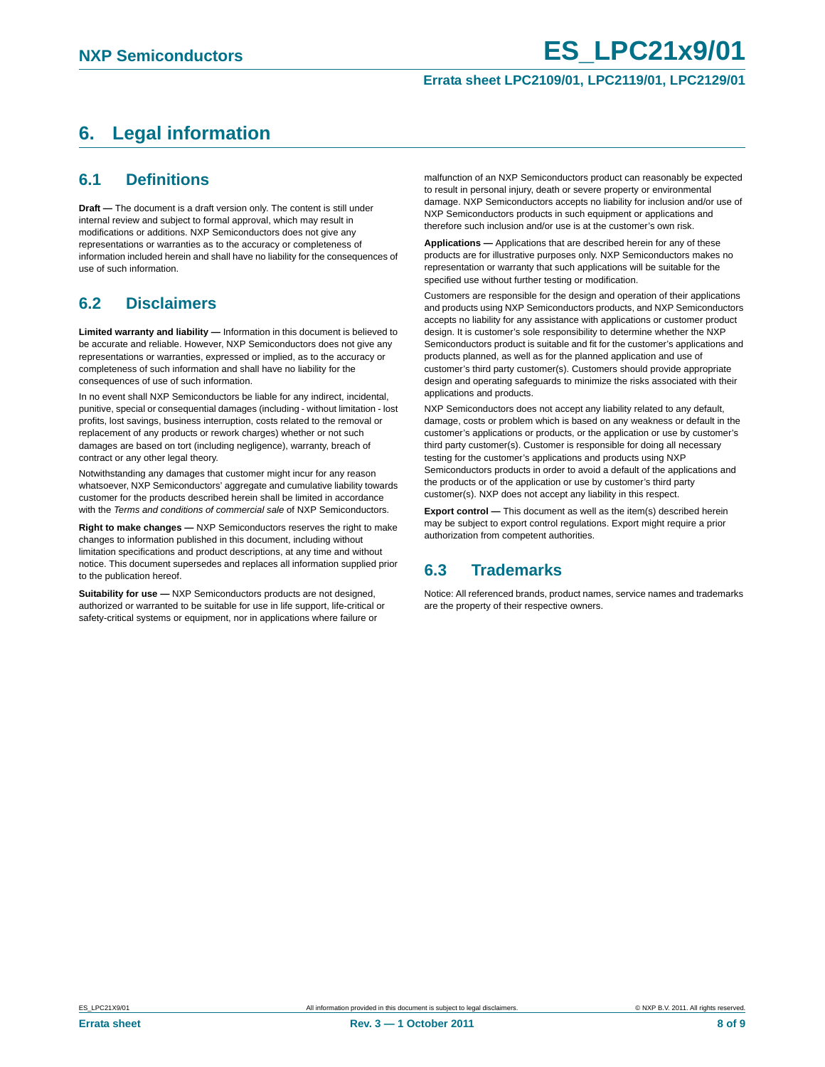# 6. Legal information

## 6.1 Definitions

**Draft —** The document is a draft version only. The content is still under internal review and subject to formal approval, which may result in modifications or additions. NXP Semiconductors does not give any representations or warranties as to the accuracy or completeness of information included herein and shall have no liability for the consequences of use of such information.

## 6.2 Disclaimers

**Limited warranty and liability —** Information in this document is believed to be accurate and reliable. However, NXP Semiconductors does not give any representations or warranties, expressed or implied, as to the accuracy or completeness of such information and shall have no liability for the consequences of use of such information.

In no event shall NXP Semiconductors be liable for any indirect, incidental, punitive, special or consequential damages (including - without limitation - lost profits, lost savings, business interruption, costs related to the removal or replacement of any products or rework charges) whether or not such damages are based on tort (including negligence), warranty, breach of contract or any other legal theory.

Notwithstanding any damages that customer might incur for any reason whatsoever, NXP Semiconductors' aggregate and cumulative liability towards customer for the products described herein shall be limited in accordance with the *Terms and conditions of commercial sale* of NXP Semiconductors.

**Right to make changes —** NXP Semiconductors reserves the right to make changes to information published in this document, including without limitation specifications and product descriptions, at any time and without notice. This document supersedes and replaces all information supplied prior to the publication hereof.

**Suitability for use —** NXP Semiconductors products are not designed, authorized or warranted to be suitable for use in life support, life-critical or safety-critical systems or equipment, nor in applications where failure or malfunction of an NXP Semiconductors product can reasonably be expected to result in personal injury, death or severe property or environmental damage. NXP Semiconductors accepts no liability for inclusion and/or use of NXP Semiconductors products in such equipment or applications and therefore such inclusion and/or use is at the customer's own risk.

**Applications —** Applications that are described herein for any of these products are for illustrative purposes only. NXP Semiconductors makes no representation or warranty that such applications will be suitable for the specified use without further testing or modification.

Customers are responsible for the design and operation of their applications and products using NXP Semiconductors products, and NXP Semiconductors accepts no liability for any assistance with applications or customer product design. It is customer's sole responsibility to determine whether the NXP Semiconductors product is suitable and fit for the customer's applications and products planned, as well as for the planned application and use of customer's third party customer(s). Customers should provide appropriate design and operating safeguards to minimize the risks associated with their applications and products.

NXP Semiconductors does not accept any liability related to any default, damage, costs or problem which is based on any weakness or default in the customer's applications or products, or the application or use by customer's third party customer(s). Customer is responsible for doing all necessary testing for the customer's applications and products using NXP Semiconductors products in order to avoid a default of the applications and the products or of the application or use by customer's third party customer(s). NXP does not accept any liability in this respect.

**Export control —** This document as well as the item(s) described herein may be subject to export control regulations. Export might require a prior authorization from competent authorities.

## 6.3 Trademarks

Notice: All referenced brands, product names, service names and trademarks are the property of their respective owners.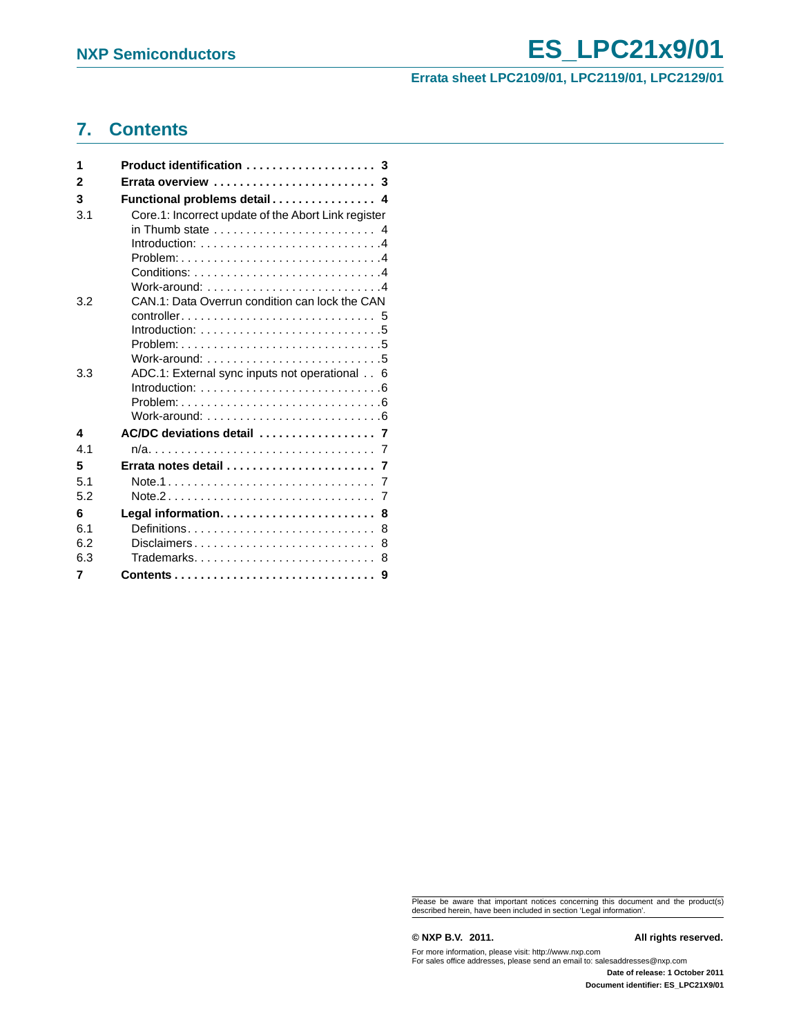## 7. Contents

| | | |
|---|---|---|
| **1** | **Product identification** | **3** |
| **2** | **Errata overview** | **3** |
| **3** | **Functional problems detail** | **4** |
| 3.1 | Core.1: Incorrect update of the Abort Link register in Thumb state | 4 |
| | Introduction: | 4 |
| | Problem: | 4 |
| | Conditions: | 4 |
| | Work-around: | 4 |
| 3.2 | CAN.1: Data Overrun condition can lock the CAN controller | 5 |
| | Introduction: | 5 |
| | Problem: | 5 |
| | Work-around: | 5 |
| 3.3 | ADC.1: External sync inputs not operational | 6 |
| | Introduction: | 6 |
| | Problem: | 6 |
| | Work-around: | 6 |
| **4** | **AC/DC deviations detail** | **7** |
| 4.1 | n/a. | 7 |
| **5** | **Errata notes detail** | **7** |
| 5.1 | Note.1 | 7 |
| 5.2 | Note.2 | 7 |
| **6** | **Legal information** | **8** |
| 6.1 | Definitions | 8 |
| 6.2 | Disclaimers | 8 |
| 6.3 | Trademarks | 8 |
| **7** | **Contents** | **9** |

Please be aware that important notices concerning this document and the product(s) described herein, have been included in section 'Legal information'.

**© NXP B.V. 2011.** **All rights reserved.**

For more information, please visit: http://www.nxp.com
For sales office addresses, please send an email to: salesaddresses@nxp.com

**Date of release: 1 October 2011**

**Document identifier: ES_LPC21X9/01**